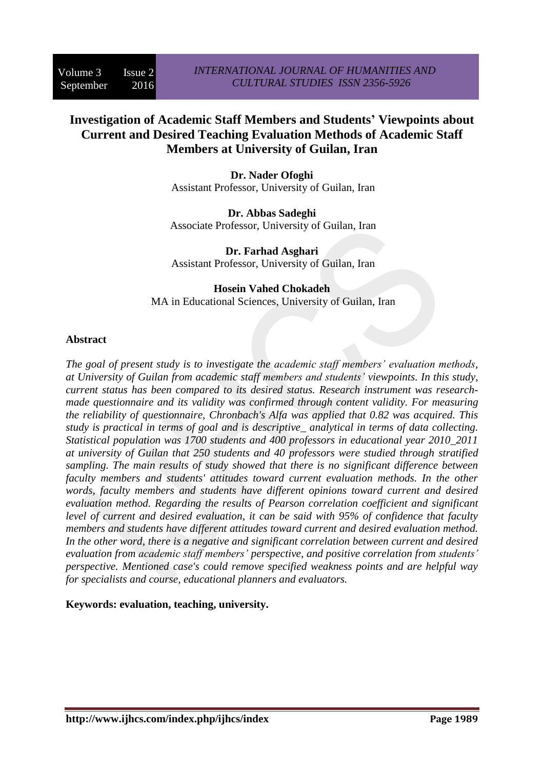# Investigation of Academic Staff Members and Students' Viewpoints about Current and Desired Teaching Evaluation Methods of Academic Staff Members at University of Guilan, Iran

**Dr. Nader Ofoghi**
Assistant Professor, University of Guilan, Iran

**Dr. Abbas Sadeghi**
Associate Professor, University of Guilan, Iran

**Dr. Farhad Asghari**
Assistant Professor, University of Guilan, Iran

**Hosein Vahed Chokadeh**
MA in Educational Sciences, University of Guilan, Iran

## Abstract

*The goal of present study is to investigate the academic staff members' evaluation methods, at University of Guilan from academic staff members and students' viewpoints. In this study, current status has been compared to its desired status. Research instrument was research-made questionnaire and its validity was confirmed through content validity. For measuring the reliability of questionnaire, Chronbach's Alfa was applied that 0.82 was acquired. This study is practical in terms of goal and is descriptive_ analytical in terms of data collecting. Statistical population was 1700 students and 400 professors in educational year 2010_2011 at university of Guilan that 250 students and 40 professors were studied through stratified sampling. The main results of study showed that there is no significant difference between faculty members and students' attitudes toward current evaluation methods. In the other words, faculty members and students have different opinions toward current and desired evaluation method. Regarding the results of Pearson correlation coefficient and significant level of current and desired evaluation, it can be said with 95% of confidence that faculty members and students have different attitudes toward current and desired evaluation method. In the other word, there is a negative and significant correlation between current and desired evaluation from academic staff members' perspective, and positive correlation from students' perspective. Mentioned case's could remove specified weakness points and are helpful way for specialists and course, educational planners and evaluators.*

**Keywords: evaluation, teaching, university.**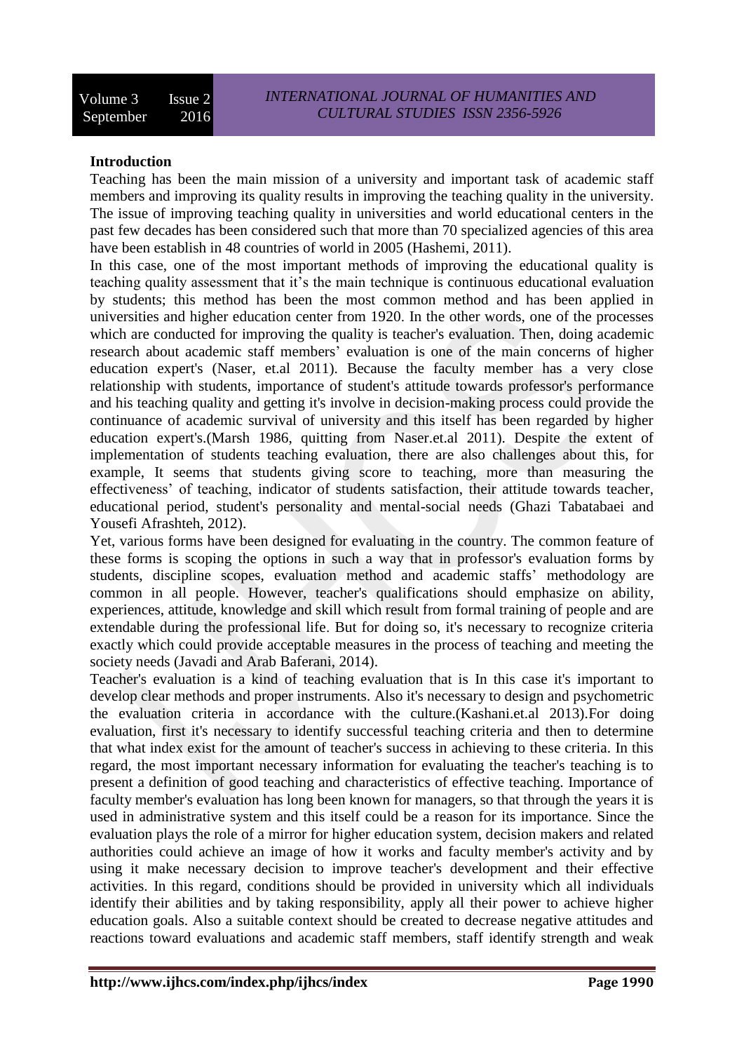**Introduction**

Teaching has been the main mission of a university and important task of academic staff members and improving its quality results in improving the teaching quality in the university. The issue of improving teaching quality in universities and world educational centers in the past few decades has been considered such that more than 70 specialized agencies of this area have been establish in 48 countries of world in 2005 (Hashemi, 2011).

In this case, one of the most important methods of improving the educational quality is teaching quality assessment that it's the main technique is continuous educational evaluation by students; this method has been the most common method and has been applied in universities and higher education center from 1920. In the other words, one of the processes which are conducted for improving the quality is teacher's evaluation. Then, doing academic research about academic staff members' evaluation is one of the main concerns of higher education expert's (Naser, et.al 2011). Because the faculty member has a very close relationship with students, importance of student's attitude towards professor's performance and his teaching quality and getting it's involve in decision-making process could provide the continuance of academic survival of university and this itself has been regarded by higher education expert's.(Marsh 1986, quitting from Naser.et.al 2011). Despite the extent of implementation of students teaching evaluation, there are also challenges about this, for example, It seems that students giving score to teaching, more than measuring the effectiveness' of teaching, indicator of students satisfaction, their attitude towards teacher, educational period, student's personality and mental-social needs (Ghazi Tabatabaei and Yousefi Afrashteh, 2012).

Yet, various forms have been designed for evaluating in the country. The common feature of these forms is scoping the options in such a way that in professor's evaluation forms by students, discipline scopes, evaluation method and academic staffs' methodology are common in all people. However, teacher's qualifications should emphasize on ability, experiences, attitude, knowledge and skill which result from formal training of people and are extendable during the professional life. But for doing so, it's necessary to recognize criteria exactly which could provide acceptable measures in the process of teaching and meeting the society needs (Javadi and Arab Baferani, 2014).

Teacher's evaluation is a kind of teaching evaluation that is In this case it's important to develop clear methods and proper instruments. Also it's necessary to design and psychometric the evaluation criteria in accordance with the culture.(Kashani.et.al 2013).For doing evaluation, first it's necessary to identify successful teaching criteria and then to determine that what index exist for the amount of teacher's success in achieving to these criteria. In this regard, the most important necessary information for evaluating the teacher's teaching is to present a definition of good teaching and characteristics of effective teaching. Importance of faculty member's evaluation has long been known for managers, so that through the years it is used in administrative system and this itself could be a reason for its importance. Since the evaluation plays the role of a mirror for higher education system, decision makers and related authorities could achieve an image of how it works and faculty member's activity and by using it make necessary decision to improve teacher's development and their effective activities. In this regard, conditions should be provided in university which all individuals identify their abilities and by taking responsibility, apply all their power to achieve higher education goals. Also a suitable context should be created to decrease negative attitudes and reactions toward evaluations and academic staff members, staff identify strength and weak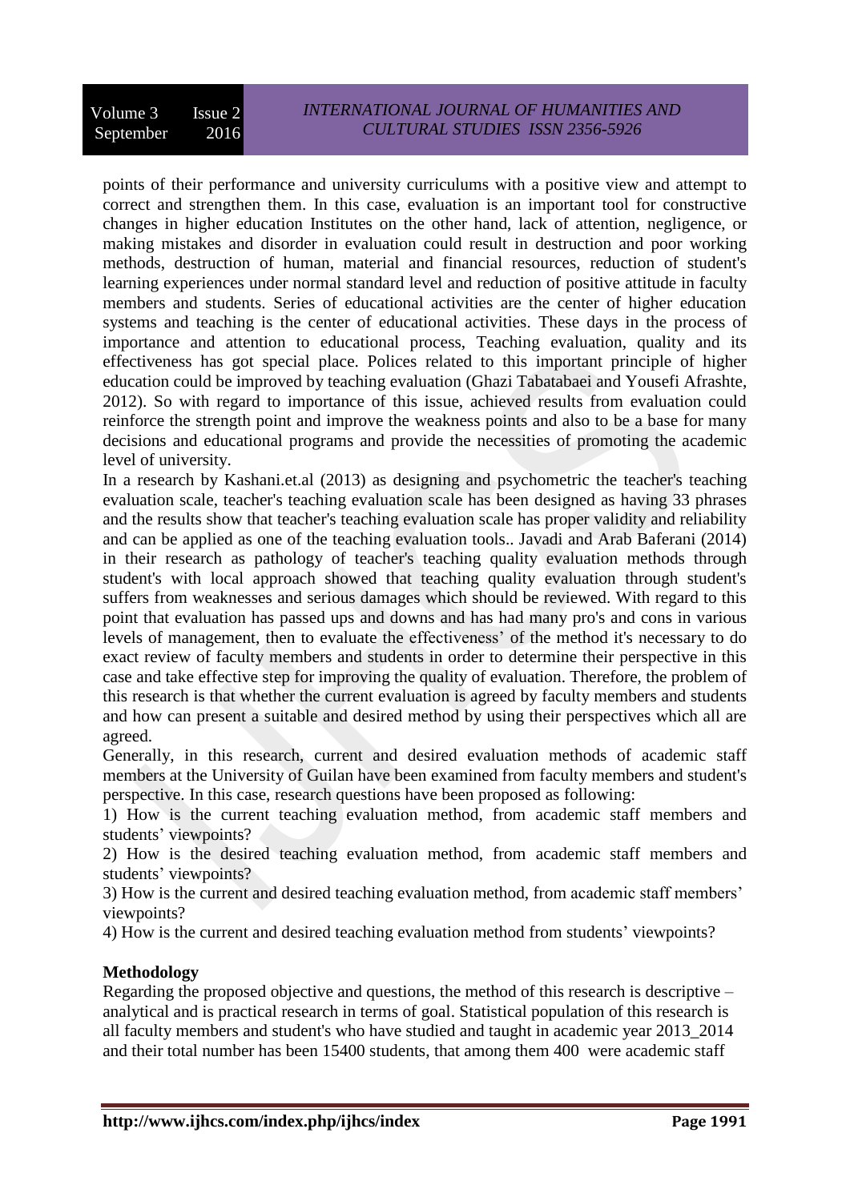points of their performance and university curriculums with a positive view and attempt to correct and strengthen them. In this case, evaluation is an important tool for constructive changes in higher education Institutes on the other hand, lack of attention, negligence, or making mistakes and disorder in evaluation could result in destruction and poor working methods, destruction of human, material and financial resources, reduction of student's learning experiences under normal standard level and reduction of positive attitude in faculty members and students. Series of educational activities are the center of higher education systems and teaching is the center of educational activities. These days in the process of importance and attention to educational process, Teaching evaluation, quality and its effectiveness has got special place. Polices related to this important principle of higher education could be improved by teaching evaluation (Ghazi Tabatabaei and Yousefi Afrashte, 2012). So with regard to importance of this issue, achieved results from evaluation could reinforce the strength point and improve the weakness points and also to be a base for many decisions and educational programs and provide the necessities of promoting the academic level of university.

In a research by Kashani.et.al (2013) as designing and psychometric the teacher's teaching evaluation scale, teacher's teaching evaluation scale has been designed as having 33 phrases and the results show that teacher's teaching evaluation scale has proper validity and reliability and can be applied as one of the teaching evaluation tools.. Javadi and Arab Baferani (2014) in their research as pathology of teacher's teaching quality evaluation methods through student's with local approach showed that teaching quality evaluation through student's suffers from weaknesses and serious damages which should be reviewed. With regard to this point that evaluation has passed ups and downs and has had many pro's and cons in various levels of management, then to evaluate the effectiveness' of the method it's necessary to do exact review of faculty members and students in order to determine their perspective in this case and take effective step for improving the quality of evaluation. Therefore, the problem of this research is that whether the current evaluation is agreed by faculty members and students and how can present a suitable and desired method by using their perspectives which all are agreed.

Generally, in this research, current and desired evaluation methods of academic staff members at the University of Guilan have been examined from faculty members and student's perspective. In this case, research questions have been proposed as following:

1) How is the current teaching evaluation method, from academic staff members and students' viewpoints?

2) How is the desired teaching evaluation method, from academic staff members and students' viewpoints?

3) How is the current and desired teaching evaluation method, from academic staff members' viewpoints?

4) How is the current and desired teaching evaluation method from students' viewpoints?

## Methodology

Regarding the proposed objective and questions, the method of this research is descriptive – analytical and is practical research in terms of goal. Statistical population of this research is all faculty members and student's who have studied and taught in academic year 2013_2014 and their total number has been 15400 students, that among them 400 were academic staff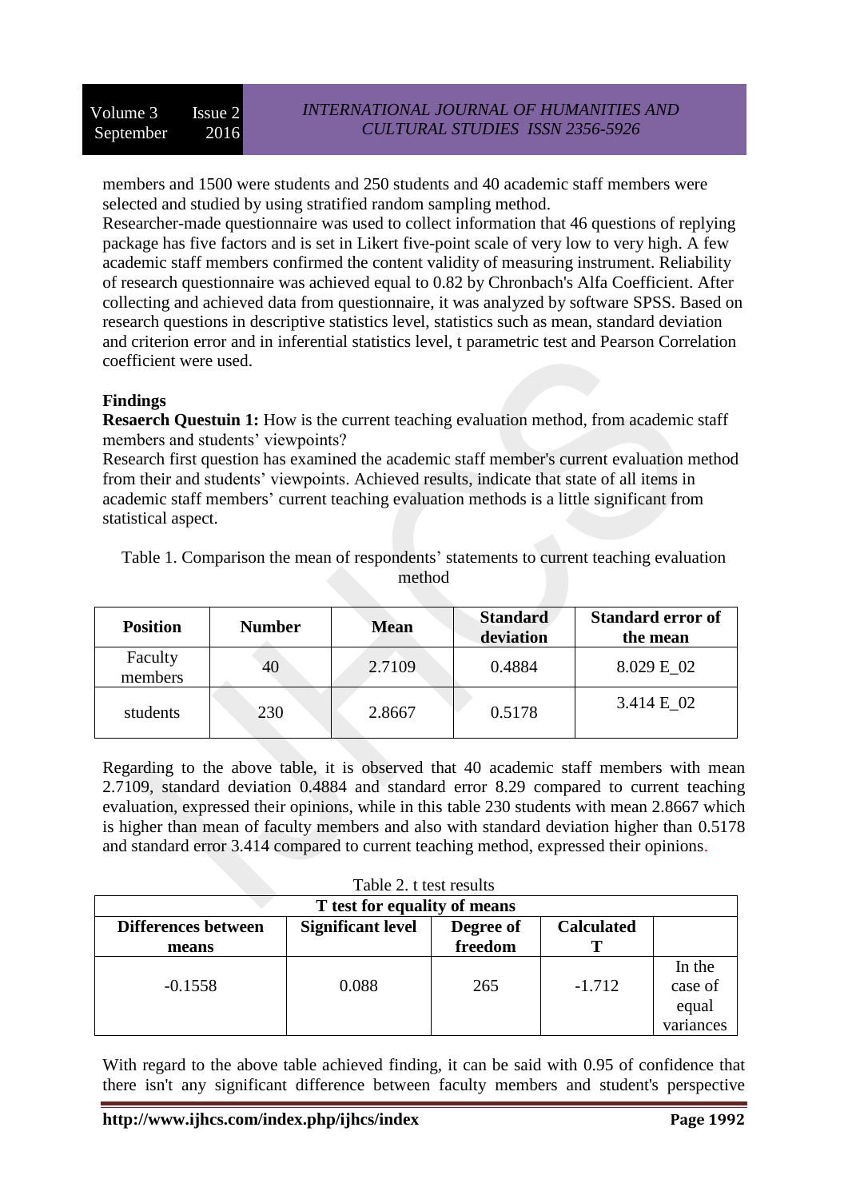members and 1500 were students and 250 students and 40 academic staff members were selected and studied by using stratified random sampling method.

Researcher-made questionnaire was used to collect information that 46 questions of replying package has five factors and is set in Likert five-point scale of very low to very high. A few academic staff members confirmed the content validity of measuring instrument. Reliability of research questionnaire was achieved equal to 0.82 by Chronbach's Alfa Coefficient. After collecting and achieved data from questionnaire, it was analyzed by software SPSS. Based on research questions in descriptive statistics level, statistics such as mean, standard deviation and criterion error and in inferential statistics level, t parametric test and Pearson Correlation coefficient were used.

**Findings**

**Resaerch Questuin 1:** How is the current teaching evaluation method, from academic staff members and students' viewpoints?

Research first question has examined the academic staff member's current evaluation method from their and students' viewpoints. Achieved results, indicate that state of all items in academic staff members' current teaching evaluation methods is a little significant from statistical aspect.

Table 1. Comparison the mean of respondents' statements to current teaching evaluation method

| Position | Number | Mean | Standard deviation | Standard error of the mean |
|---|---|---|---|---|
| Faculty members | 40 | 2.7109 | 0.4884 | 8.029 E_02 |
| students | 230 | 2.8667 | 0.5178 | 3.414 E_02 |

Regarding to the above table, it is observed that 40 academic staff members with mean 2.7109, standard deviation 0.4884 and standard error 8.29 compared to current teaching evaluation, expressed their opinions, while in this table 230 students with mean 2.8667 which is higher than mean of faculty members and also with standard deviation higher than 0.5178 and standard error 3.414 compared to current teaching method, expressed their opinions.

Table 2. t test results

| T test for equality of means | | | | |
|---|---|---|---|---|
| Differences between means | Significant level | Degree of freedom | Calculated T | |
| -0.1558 | 0.088 | 265 | -1.712 | In the case of equal variances |

With regard to the above table achieved finding, it can be said with 0.95 of confidence that there isn't any significant difference between faculty members and student's perspective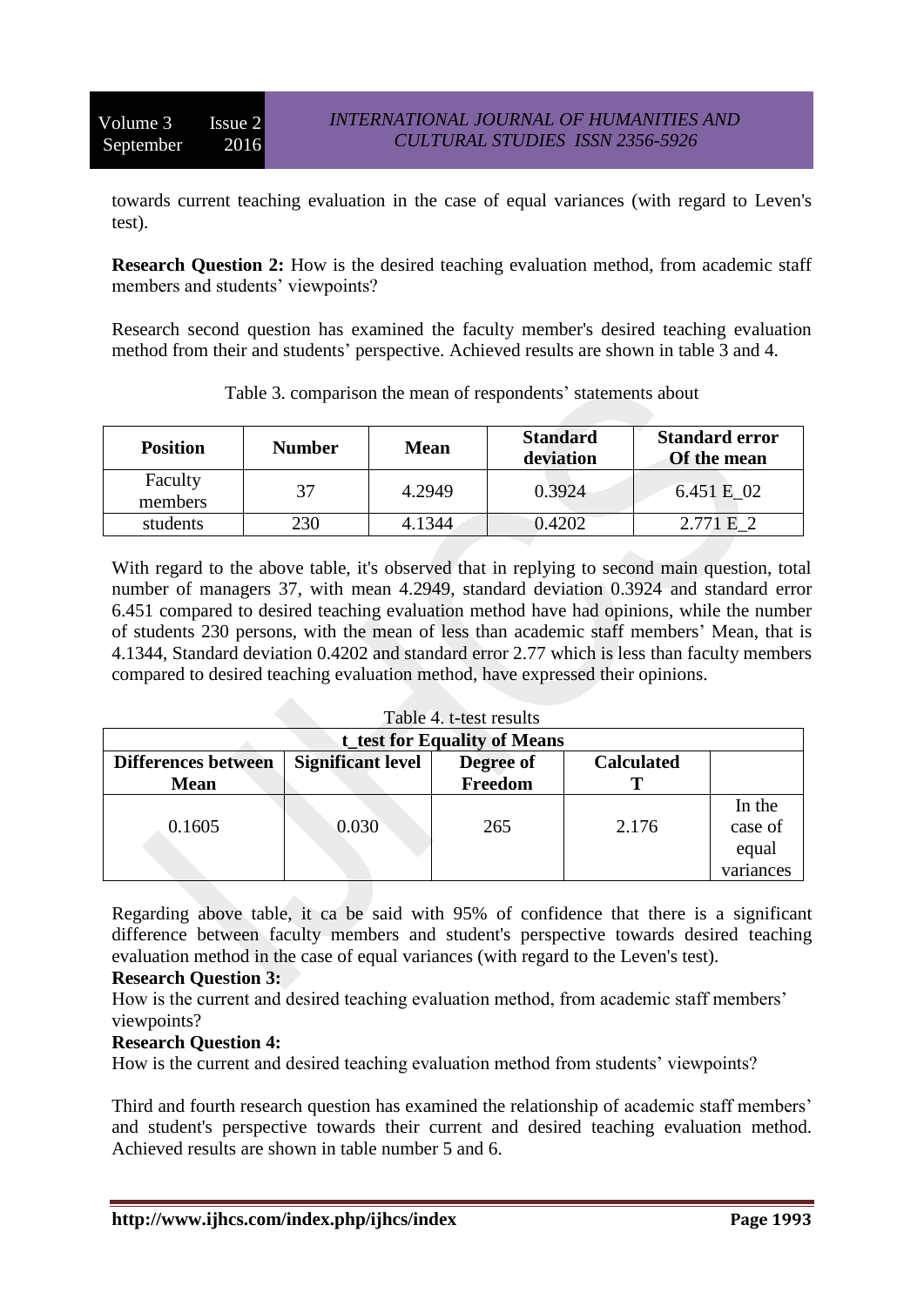towards current teaching evaluation in the case of equal variances (with regard to Leven's test).

**Research Question 2:** How is the desired teaching evaluation method, from academic staff members and students' viewpoints?

Research second question has examined the faculty member's desired teaching evaluation method from their and students' perspective. Achieved results are shown in table 3 and 4.

Table 3. comparison the mean of respondents' statements about

| Position | Number | Mean | Standard deviation | Standard error Of the mean |
|---|---|---|---|---|
| Faculty members | 37 | 4.2949 | 0.3924 | 6.451 E_02 |
| students | 230 | 4.1344 | 0.4202 | 2.771 E_2 |

With regard to the above table, it's observed that in replying to second main question, total number of managers 37, with mean 4.2949, standard deviation 0.3924 and standard error 6.451 compared to desired teaching evaluation method have had opinions, while the number of students 230 persons, with the mean of less than academic staff members' Mean, that is 4.1344, Standard deviation 0.4202 and standard error 2.77 which is less than faculty members compared to desired teaching evaluation method, have expressed their opinions.

Table 4. t-test results

| t_test for Equality of Means | | | | |
|---|---|---|---|---|
| **Differences between Mean** | **Significant level** | **Degree of Freedom** | **Calculated T** | |
| 0.1605 | 0.030 | 265 | 2.176 | In the case of equal variances |

Regarding above table, it ca be said with 95% of confidence that there is a significant difference between faculty members and student's perspective towards desired teaching evaluation method in the case of equal variances (with regard to the Leven's test).

**Research Question 3:**

How is the current and desired teaching evaluation method, from academic staff members' viewpoints?

**Research Question 4:**

How is the current and desired teaching evaluation method from students' viewpoints?

Third and fourth research question has examined the relationship of academic staff members' and student's perspective towards their current and desired teaching evaluation method. Achieved results are shown in table number 5 and 6.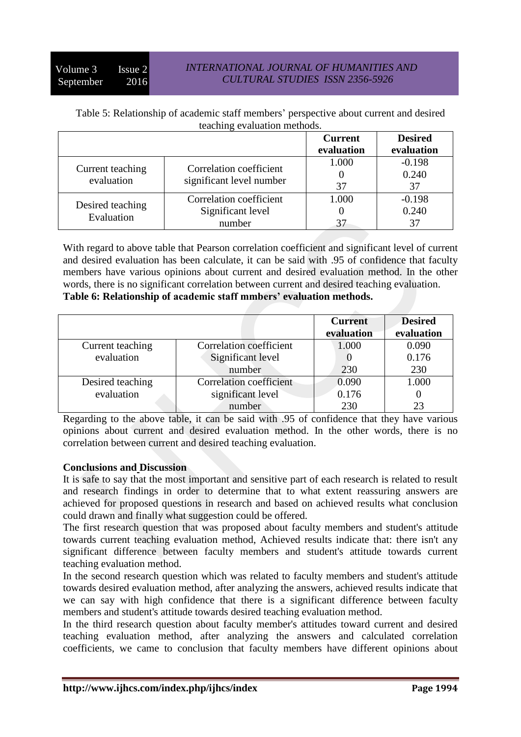Table 5: Relationship of academic staff members' perspective about current and desired teaching evaluation methods.

| | | Current evaluation | Desired evaluation |
|---|---|---|---|
| Current teaching evaluation | Correlation coefficient significant level number | 1.000<br>0<br>37 | -0.198<br>0.240<br>37 |
| Desired teaching Evaluation | Correlation coefficient Significant level number | 1.000<br>0<br>37 | -0.198<br>0.240<br>37 |

With regard to above table that Pearson correlation coefficient and significant level of current and desired evaluation has been calculate, it can be said with .95 of confidence that faculty members have various opinions about current and desired evaluation method. In the other words, there is no significant correlation between current and desired teaching evaluation.

**Table 6: Relationship of academic staff mmbers' evaluation methods.**

| | | Current evaluation | Desired evaluation |
|---|---|---|---|
| Current teaching evaluation | Correlation coefficient Significant level number | 1.000<br>0<br>230 | 0.090<br>0.176<br>230 |
| Desired teaching evaluation | Correlation coefficient significant level number | 0.090<br>0.176<br>230 | 1.000<br>0<br>23 |

Regarding to the above table, it can be said with .95 of confidence that they have various opinions about current and desired evaluation method. In the other words, there is no correlation between current and desired teaching evaluation.

**Conclusions and Discussion**

It is safe to say that the most important and sensitive part of each research is related to result and research findings in order to determine that to what extent reassuring answers are achieved for proposed questions in research and based on achieved results what conclusion could drawn and finally what suggestion could be offered.

The first research question that was proposed about faculty members and student's attitude towards current teaching evaluation method, Achieved results indicate that: there isn't any significant difference between faculty members and student's attitude towards current teaching evaluation method.

In the second research question which was related to faculty members and student's attitude towards desired evaluation method, after analyzing the answers, achieved results indicate that we can say with high confidence that there is a significant difference between faculty members and student's attitude towards desired teaching evaluation method.

In the third research question about faculty member's attitudes toward current and desired teaching evaluation method, after analyzing the answers and calculated correlation coefficients, we came to conclusion that faculty members have different opinions about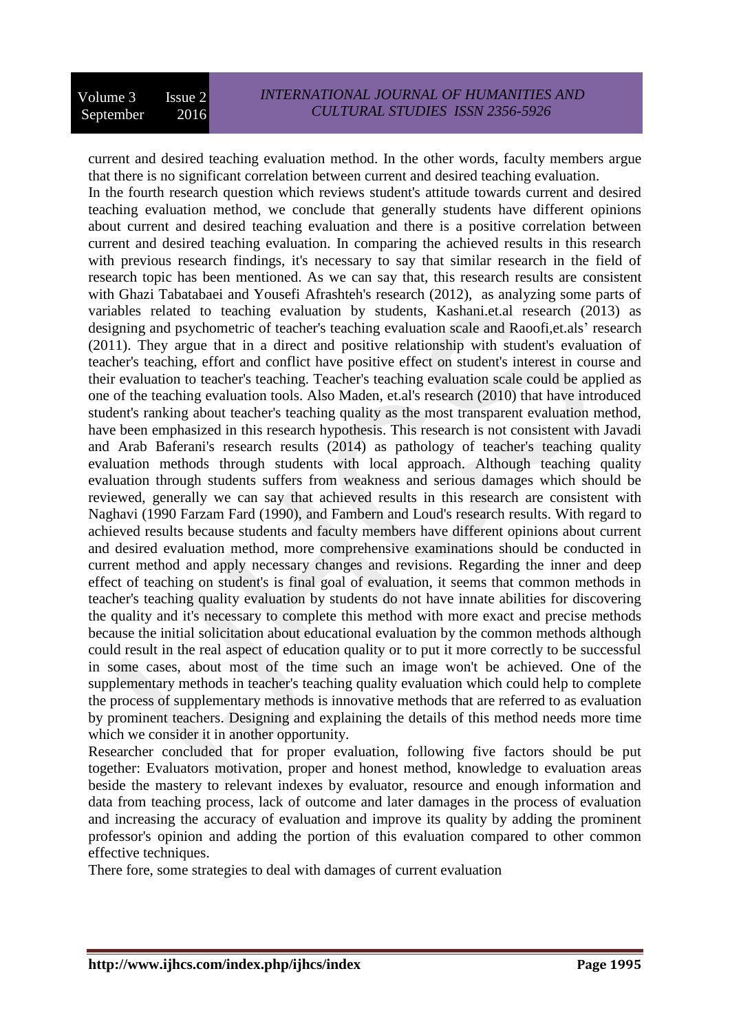current and desired teaching evaluation method. In the other words, faculty members argue that there is no significant correlation between current and desired teaching evaluation.

In the fourth research question which reviews student's attitude towards current and desired teaching evaluation method, we conclude that generally students have different opinions about current and desired teaching evaluation and there is a positive correlation between current and desired teaching evaluation. In comparing the achieved results in this research with previous research findings, it's necessary to say that similar research in the field of research topic has been mentioned. As we can say that, this research results are consistent with Ghazi Tabatabaei and Yousefi Afrashteh's research (2012), as analyzing some parts of variables related to teaching evaluation by students, Kashani.et.al research (2013) as designing and psychometric of teacher's teaching evaluation scale and Raoofi,et.als' research (2011). They argue that in a direct and positive relationship with student's evaluation of teacher's teaching, effort and conflict have positive effect on student's interest in course and their evaluation to teacher's teaching. Teacher's teaching evaluation scale could be applied as one of the teaching evaluation tools. Also Maden, et.al's research (2010) that have introduced student's ranking about teacher's teaching quality as the most transparent evaluation method, have been emphasized in this research hypothesis. This research is not consistent with Javadi and Arab Baferani's research results (2014) as pathology of teacher's teaching quality evaluation methods through students with local approach. Although teaching quality evaluation through students suffers from weakness and serious damages which should be reviewed, generally we can say that achieved results in this research are consistent with Naghavi (1990 Farzam Fard (1990), and Fambern and Loud's research results. With regard to achieved results because students and faculty members have different opinions about current and desired evaluation method, more comprehensive examinations should be conducted in current method and apply necessary changes and revisions. Regarding the inner and deep effect of teaching on student's is final goal of evaluation, it seems that common methods in teacher's teaching quality evaluation by students do not have innate abilities for discovering the quality and it's necessary to complete this method with more exact and precise methods because the initial solicitation about educational evaluation by the common methods although could result in the real aspect of education quality or to put it more correctly to be successful in some cases, about most of the time such an image won't be achieved. One of the supplementary methods in teacher's teaching quality evaluation which could help to complete the process of supplementary methods is innovative methods that are referred to as evaluation by prominent teachers. Designing and explaining the details of this method needs more time which we consider it in another opportunity.

Researcher concluded that for proper evaluation, following five factors should be put together: Evaluators motivation, proper and honest method, knowledge to evaluation areas beside the mastery to relevant indexes by evaluator, resource and enough information and data from teaching process, lack of outcome and later damages in the process of evaluation and increasing the accuracy of evaluation and improve its quality by adding the prominent professor's opinion and adding the portion of this evaluation compared to other common effective techniques.

There fore, some strategies to deal with damages of current evaluation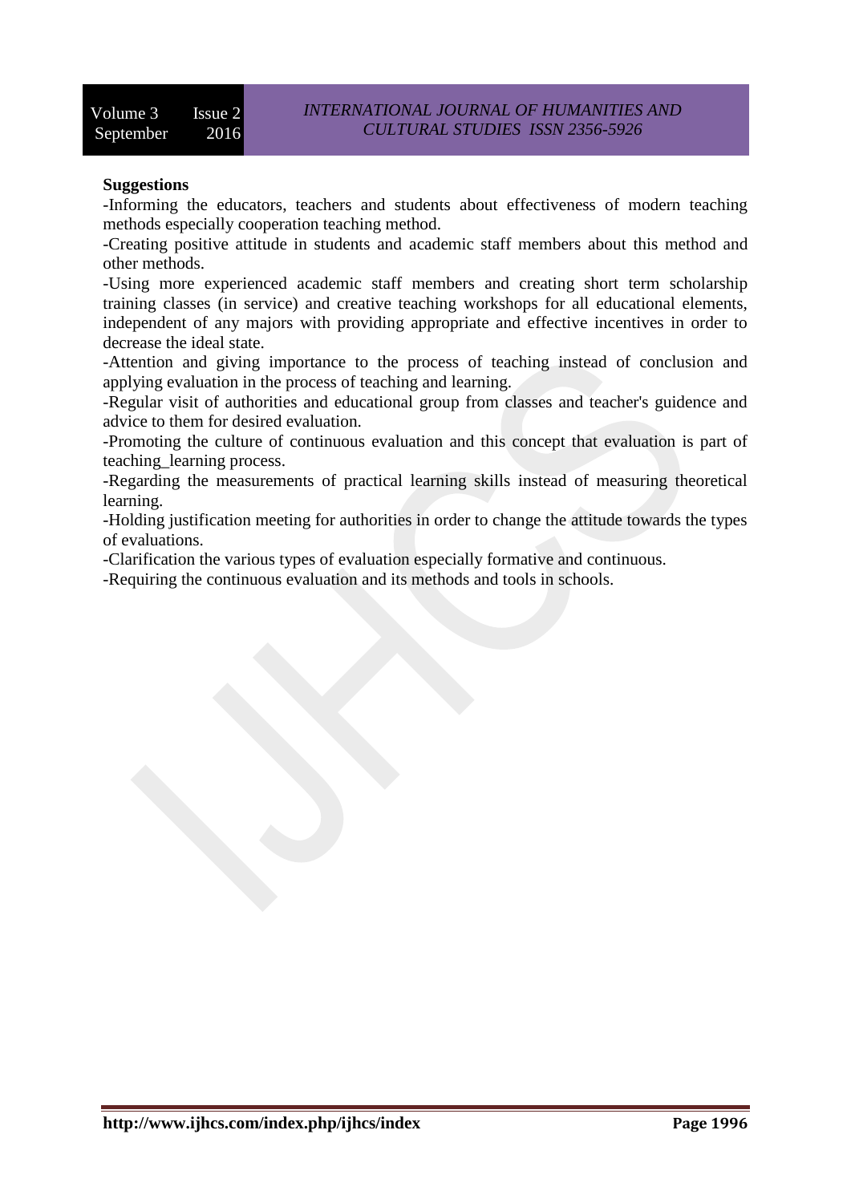**Suggestions**

-Informing the educators, teachers and students about effectiveness of modern teaching methods especially cooperation teaching method.

-Creating positive attitude in students and academic staff members about this method and other methods.

-Using more experienced academic staff members and creating short term scholarship training classes (in service) and creative teaching workshops for all educational elements, independent of any majors with providing appropriate and effective incentives in order to decrease the ideal state.

-Attention and giving importance to the process of teaching instead of conclusion and applying evaluation in the process of teaching and learning.

-Regular visit of authorities and educational group from classes and teacher's guidence and advice to them for desired evaluation.

-Promoting the culture of continuous evaluation and this concept that evaluation is part of teaching_learning process.

-Regarding the measurements of practical learning skills instead of measuring theoretical learning.

-Holding justification meeting for authorities in order to change the attitude towards the types of evaluations.

-Clarification the various types of evaluation especially formative and continuous.

-Requiring the continuous evaluation and its methods and tools in schools.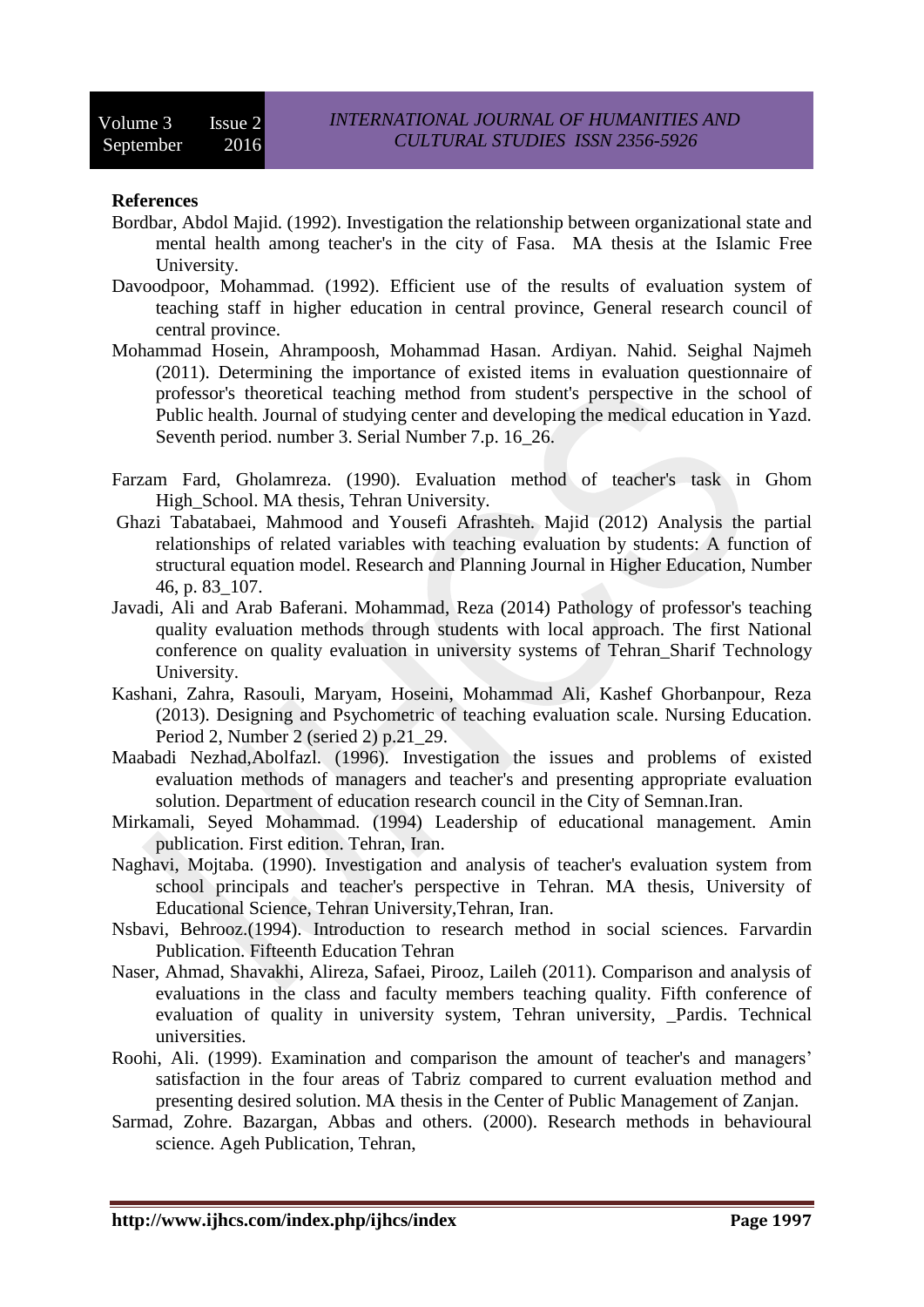**References**

Bordbar, Abdol Majid. (1992). Investigation the relationship between organizational state and mental health among teacher's in the city of Fasa. MA thesis at the Islamic Free University.

Davoodpoor, Mohammad. (1992). Efficient use of the results of evaluation system of teaching staff in higher education in central province, General research council of central province.

Mohammad Hosein, Ahrampoosh, Mohammad Hasan. Ardiyan. Nahid. Seighal Najmeh (2011). Determining the importance of existed items in evaluation questionnaire of professor's theoretical teaching method from student's perspective in the school of Public health. Journal of studying center and developing the medical education in Yazd. Seventh period. number 3. Serial Number 7.p. 16_26.

Farzam Fard, Gholamreza. (1990). Evaluation method of teacher's task in Ghom High_School. MA thesis, Tehran University.

Ghazi Tabatabaei, Mahmood and Yousefi Afrashteh. Majid (2012) Analysis the partial relationships of related variables with teaching evaluation by students: A function of structural equation model. Research and Planning Journal in Higher Education, Number 46, p. 83_107.

Javadi, Ali and Arab Baferani. Mohammad, Reza (2014) Pathology of professor's teaching quality evaluation methods through students with local approach. The first National conference on quality evaluation in university systems of Tehran_Sharif Technology University.

Kashani, Zahra, Rasouli, Maryam, Hoseini, Mohammad Ali, Kashef Ghorbanpour, Reza (2013). Designing and Psychometric of teaching evaluation scale. Nursing Education. Period 2, Number 2 (seried 2) p.21_29.

Maabadi Nezhad,Abolfazl. (1996). Investigation the issues and problems of existed evaluation methods of managers and teacher's and presenting appropriate evaluation solution. Department of education research council in the City of Semnan.Iran.

Mirkamali, Seyed Mohammad. (1994) Leadership of educational management. Amin publication. First edition. Tehran, Iran.

Naghavi, Mojtaba. (1990). Investigation and analysis of teacher's evaluation system from school principals and teacher's perspective in Tehran. MA thesis, University of Educational Science, Tehran University,Tehran, Iran.

Nsbavi, Behrooz.(1994). Introduction to research method in social sciences. Farvardin Publication. Fifteenth Education Tehran

Naser, Ahmad, Shavakhi, Alireza, Safaei, Pirooz, Laileh (2011). Comparison and analysis of evaluations in the class and faculty members teaching quality. Fifth conference of evaluation of quality in university system, Tehran university, _Pardis. Technical universities.

Roohi, Ali. (1999). Examination and comparison the amount of teacher's and managers' satisfaction in the four areas of Tabriz compared to current evaluation method and presenting desired solution. MA thesis in the Center of Public Management of Zanjan.

Sarmad, Zohre. Bazargan, Abbas and others. (2000). Research methods in behavioural science. Ageh Publication, Tehran,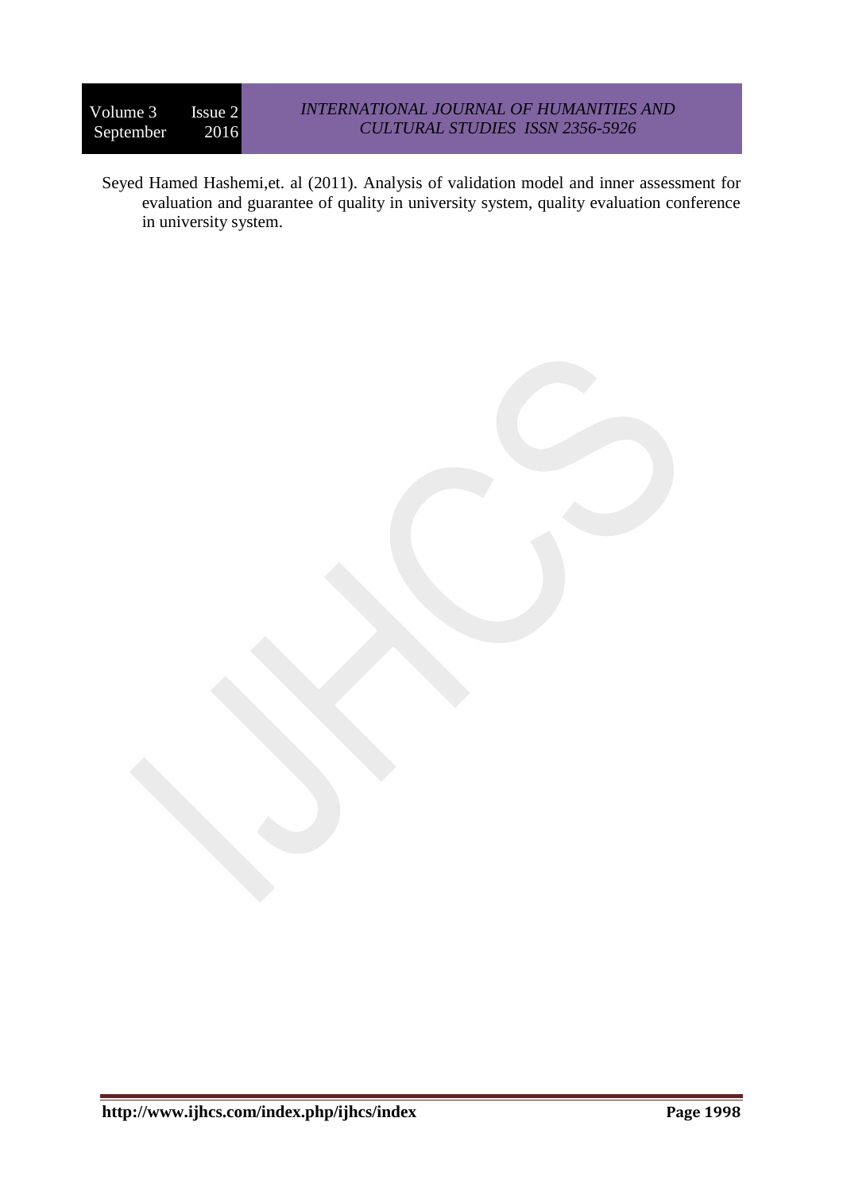Seyed Hamed Hashemi,et. al (2011). Analysis of validation model and inner assessment for evaluation and guarantee of quality in university system, quality evaluation conference in university system.